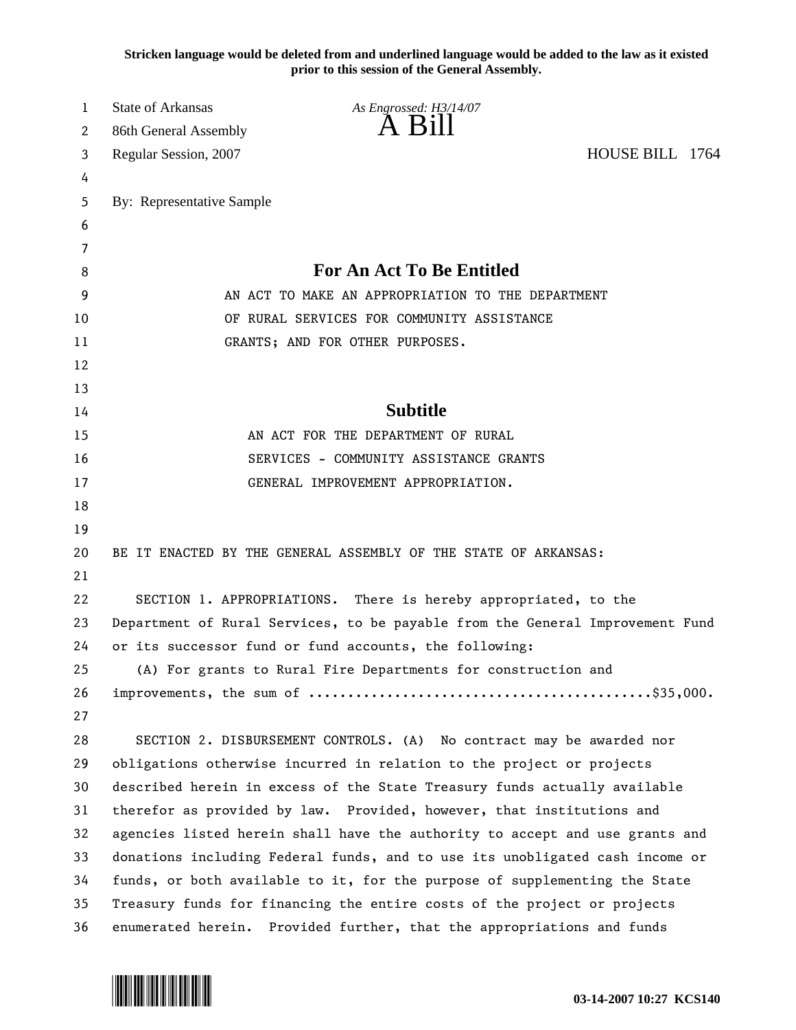**Stricken language would be deleted from and underlined language would be added to the law as it existed prior to this session of the General Assembly.**

State of Arkansas *As Engrossed: H3/14/07*
86th General Assembly
# A Bill
Regular Session, 2007 HOUSE BILL 1764

By: Representative Sample

## For An Act To Be Entitled

AN ACT TO MAKE AN APPROPRIATION TO THE DEPARTMENT OF RURAL SERVICES FOR COMMUNITY ASSISTANCE GRANTS; AND FOR OTHER PURPOSES.

## Subtitle

AN ACT FOR THE DEPARTMENT OF RURAL SERVICES - COMMUNITY ASSISTANCE GRANTS GENERAL IMPROVEMENT APPROPRIATION.

BE IT ENACTED BY THE GENERAL ASSEMBLY OF THE STATE OF ARKANSAS:

SECTION 1. APPROPRIATIONS. There is hereby appropriated, to the Department of Rural Services, to be payable from the General Improvement Fund or its successor fund or fund accounts, the following:

(A) For grants to Rural Fire Departments for construction and improvements, the sum of ...........................................$35,000.

SECTION 2. DISBURSEMENT CONTROLS. (A) No contract may be awarded nor obligations otherwise incurred in relation to the project or projects described herein in excess of the State Treasury funds actually available therefor as provided by law. Provided, however, that institutions and agencies listed herein shall have the authority to accept and use grants and donations including Federal funds, and to use its unobligated cash income or funds, or both available to it, for the purpose of supplementing the State Treasury funds for financing the entire costs of the project or projects enumerated herein. Provided further, that the appropriations and funds

03-14-2007 10:27 KCS140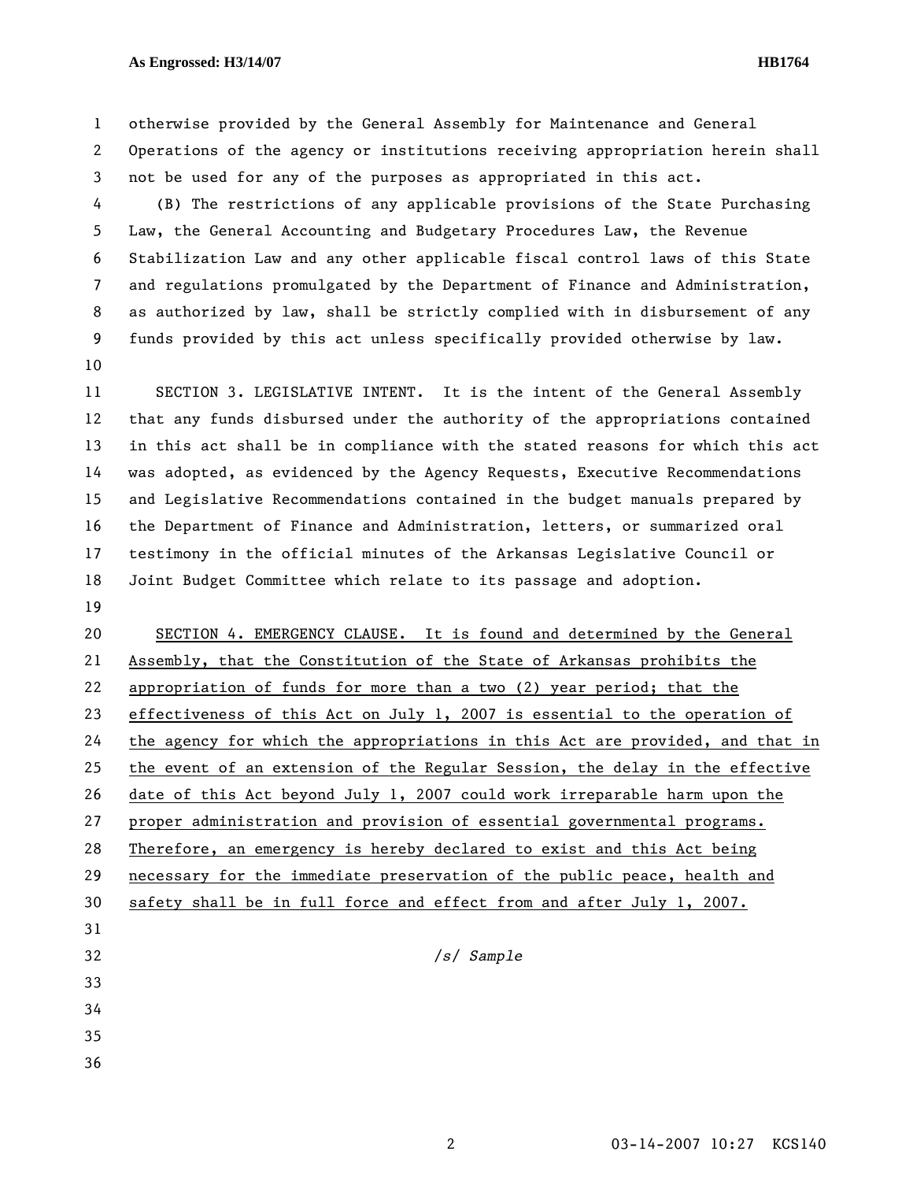otherwise provided by the General Assembly for Maintenance and General Operations of the agency or institutions receiving appropriation herein shall not be used for any of the purposes as appropriated in this act.

(B) The restrictions of any applicable provisions of the State Purchasing Law, the General Accounting and Budgetary Procedures Law, the Revenue Stabilization Law and any other applicable fiscal control laws of this State and regulations promulgated by the Department of Finance and Administration, as authorized by law, shall be strictly complied with in disbursement of any funds provided by this act unless specifically provided otherwise by law.

SECTION 3. LEGISLATIVE INTENT. It is the intent of the General Assembly that any funds disbursed under the authority of the appropriations contained in this act shall be in compliance with the stated reasons for which this act was adopted, as evidenced by the Agency Requests, Executive Recommendations and Legislative Recommendations contained in the budget manuals prepared by the Department of Finance and Administration, letters, or summarized oral testimony in the official minutes of the Arkansas Legislative Council or Joint Budget Committee which relate to its passage and adoption.

SECTION 4. EMERGENCY CLAUSE. It is found and determined by the General Assembly, that the Constitution of the State of Arkansas prohibits the appropriation of funds for more than a two (2) year period; that the effectiveness of this Act on July 1, 2007 is essential to the operation of the agency for which the appropriations in this Act are provided, and that in the event of an extension of the Regular Session, the delay in the effective date of this Act beyond July 1, 2007 could work irreparable harm upon the proper administration and provision of essential governmental programs. Therefore, an emergency is hereby declared to exist and this Act being necessary for the immediate preservation of the public peace, health and safety shall be in full force and effect from and after July 1, 2007.

*/s/ Sample*